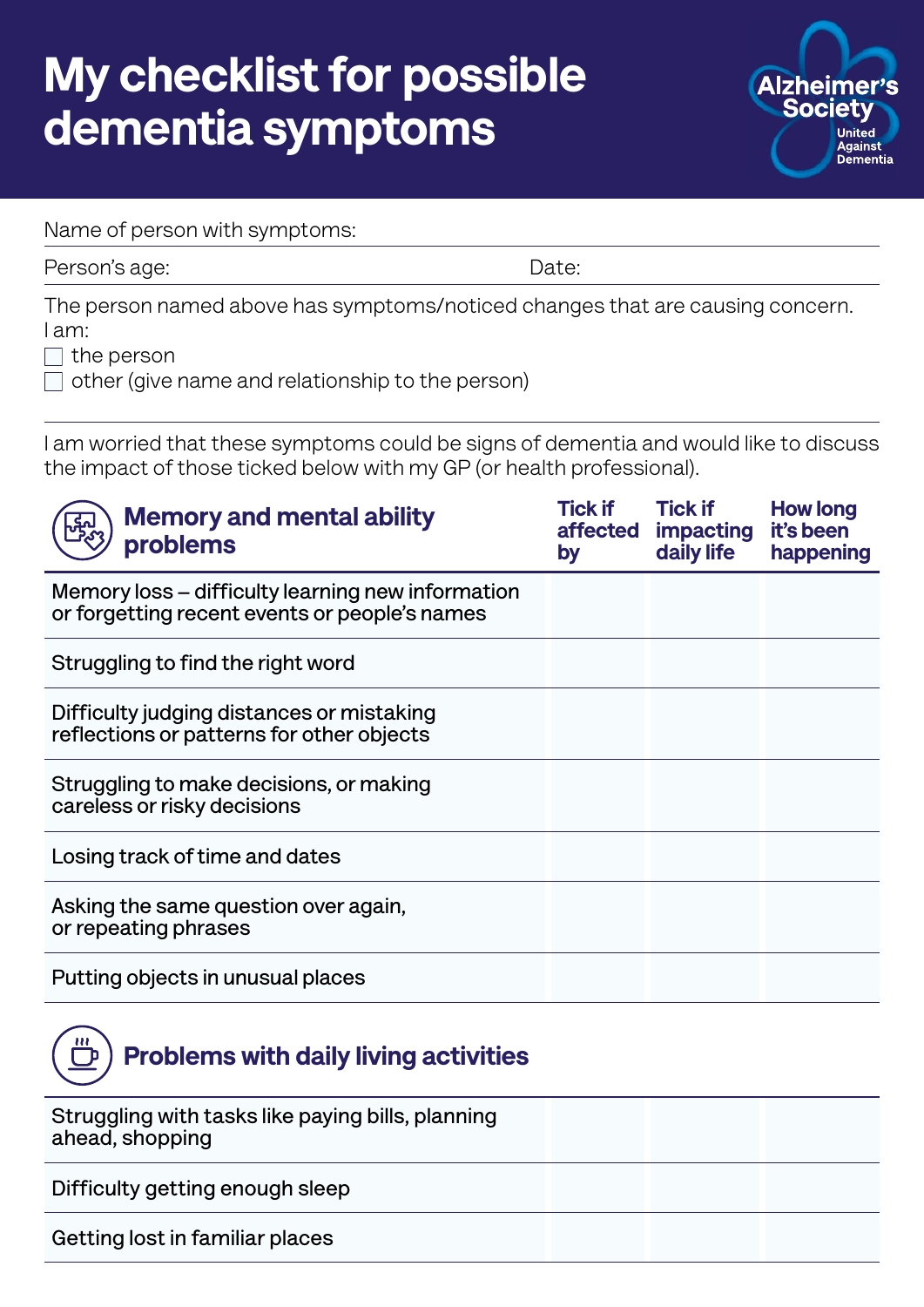# My checklist for possible dementia symptoms

Alzheimer's Society
United Against Dementia

Name of person with symptoms:

Person's age: Date:

The person named above has symptoms/noticed changes that are causing concern.
I am:

- [ ] the person
- [ ] other (give name and relationship to the person)

I am worried that these symptoms could be signs of dementia and would like to discuss the impact of those ticked below with my GP (or health professional).

| Memory and mental ability problems | Tick if affected by | Tick if impacting daily life | How long it's been happening |
|---|---|---|---|
| Memory loss – difficulty learning new information or forgetting recent events or people's names | | | |
| Struggling to find the right word | | | |
| Difficulty judging distances or mistaking reflections or patterns for other objects | | | |
| Struggling to make decisions, or making careless or risky decisions | | | |
| Losing track of time and dates | | | |
| Asking the same question over again, or repeating phrases | | | |
| Putting objects in unusual places | | | |

| Problems with daily living activities | Tick if affected by | Tick if impacting daily life | How long it's been happening |
|---|---|---|---|
| Struggling with tasks like paying bills, planning ahead, shopping | | | |
| Difficulty getting enough sleep | | | |
| Getting lost in familiar places | | | |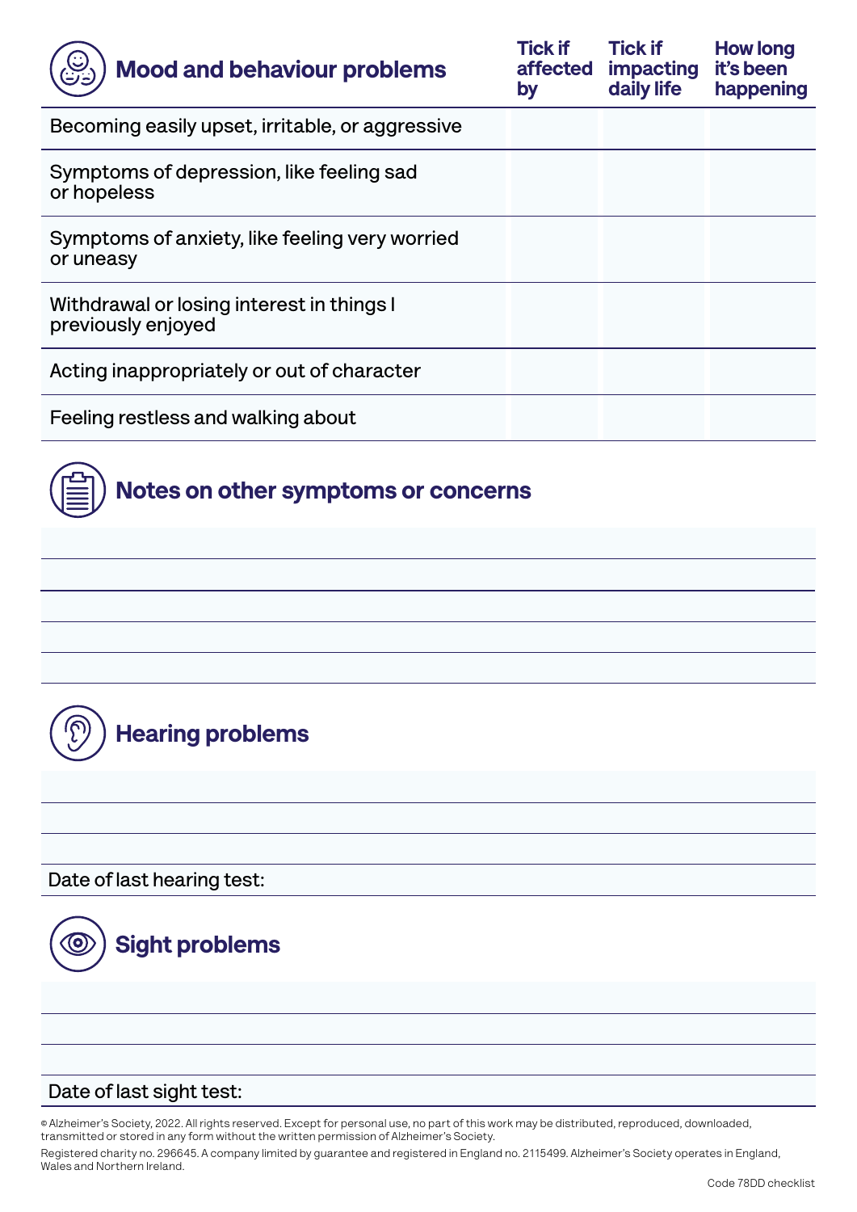| Mood and behaviour problems | Tick if affected by | Tick if impacting daily life | How long it's been happening |
|---|---|---|---|
| Becoming easily upset, irritable, or aggressive | | | |
| Symptoms of depression, like feeling sad or hopeless | | | |
| Symptoms of anxiety, like feeling very worried or uneasy | | | |
| Withdrawal or losing interest in things I previously enjoyed | | | |
| Acting inappropriately or out of character | | | |
| Feeling restless and walking about | | | |

## Notes on other symptoms or concerns

## Hearing problems

Date of last hearing test:

## Sight problems

Date of last sight test:

© Alzheimer's Society, 2022. All rights reserved. Except for personal use, no part of this work may be distributed, reproduced, downloaded, transmitted or stored in any form without the written permission of Alzheimer's Society.

Registered charity no. 296645. A company limited by guarantee and registered in England no. 2115499. Alzheimer's Society operates in England, Wales and Northern Ireland.

Code 78DD checklist